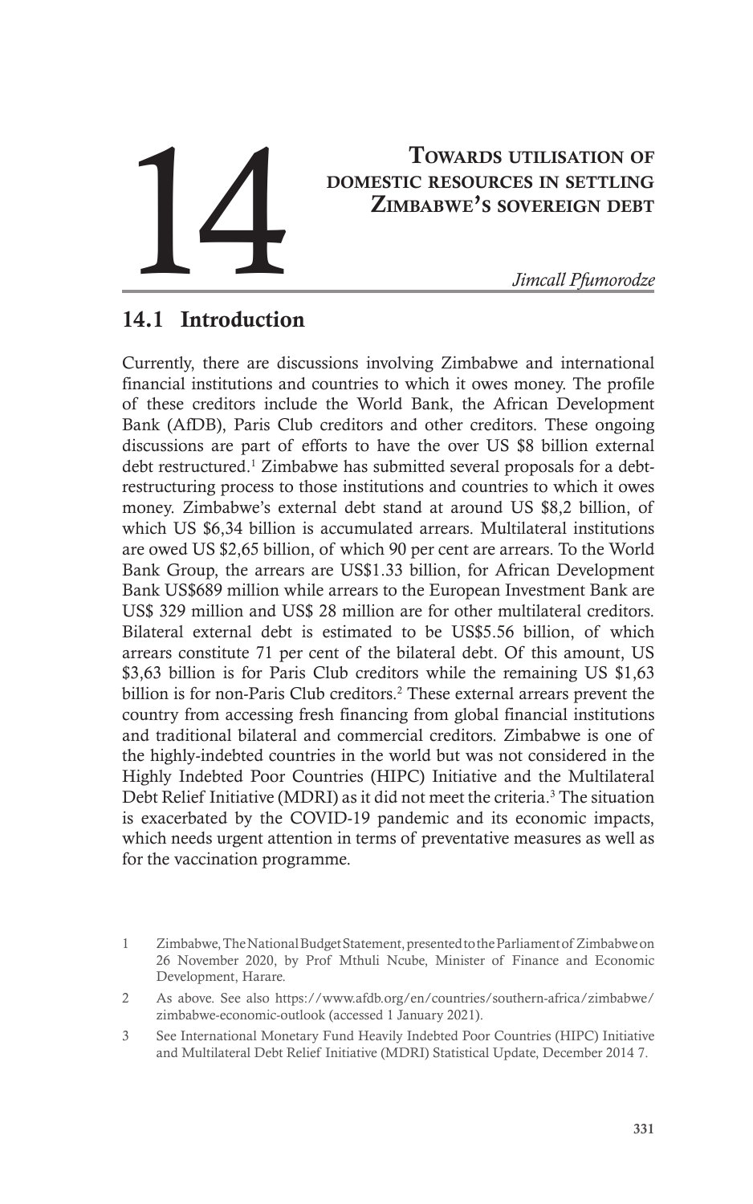# 14 Towards utilisation of domestic resources in settling Zimbabwe's sovereign debt

*Jimcall Pfumorodze*

## 14.1 Introduction

Currently, there are discussions involving Zimbabwe and international financial institutions and countries to which it owes money. The profile of these creditors include the World Bank, the African Development Bank (AfDB), Paris Club creditors and other creditors. These ongoing discussions are part of efforts to have the over US $8 billion external debt restructured.[1] Zimbabwe has submitted several proposals for a debt-restructuring process to those institutions and countries to which it owes money. Zimbabwe's external debt stand at around US $8,2 billion, of which US $6,34 billion is accumulated arrears. Multilateral institutions are owed US $2,65 billion, of which 90 per cent are arrears. To the World Bank Group, the arrears are US$1.33 billion, for African Development Bank US$689 million while arrears to the European Investment Bank are US$ 329 million and US$ 28 million are for other multilateral creditors. Bilateral external debt is estimated to be US$5.56 billion, of which arrears constitute 71 per cent of the bilateral debt. Of this amount, US $3,63 billion is for Paris Club creditors while the remaining US $1,63 billion is for non-Paris Club creditors.[2] These external arrears prevent the country from accessing fresh financing from global financial institutions and traditional bilateral and commercial creditors. Zimbabwe is one of the highly-indebted countries in the world but was not considered in the Highly Indebted Poor Countries (HIPC) Initiative and the Multilateral Debt Relief Initiative (MDRI) as it did not meet the criteria.[3] The situation is exacerbated by the COVID-19 pandemic and its economic impacts, which needs urgent attention in terms of preventative measures as well as for the vaccination programme.

1 Zimbabwe, The National Budget Statement, presented to the Parliament of Zimbabwe on 26 November 2020, by Prof Mthuli Ncube, Minister of Finance and Economic Development, Harare.

2 As above. See also https://www.afdb.org/en/countries/southern-africa/zimbabwe/zimbabwe-economic-outlook (accessed 1 January 2021).

3 See International Monetary Fund Heavily Indebted Poor Countries (HIPC) Initiative and Multilateral Debt Relief Initiative (MDRI) Statistical Update, December 2014 7.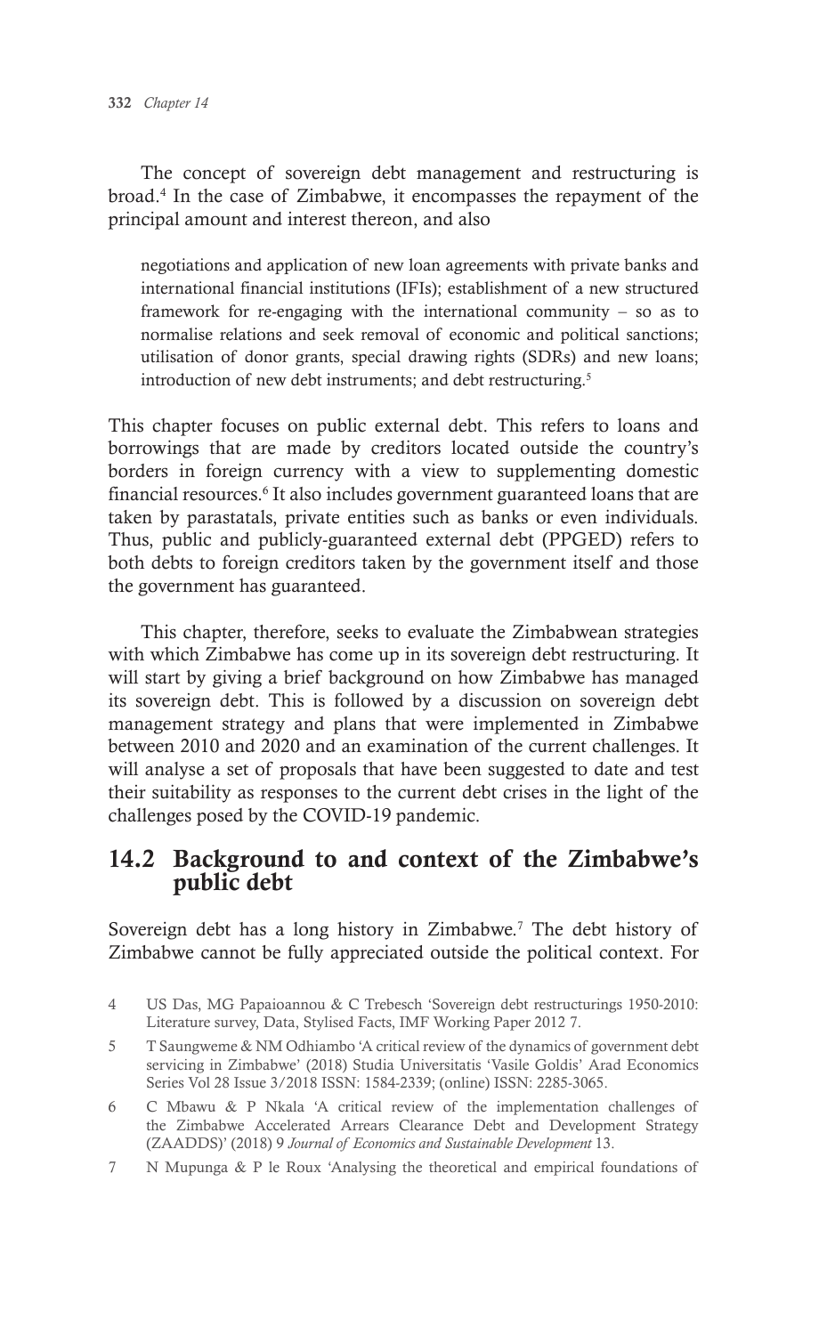The concept of sovereign debt management and restructuring is broad.[4] In the case of Zimbabwe, it encompasses the repayment of the principal amount and interest thereon, and also

> negotiations and application of new loan agreements with private banks and international financial institutions (IFIs); establishment of a new structured framework for re-engaging with the international community – so as to normalise relations and seek removal of economic and political sanctions; utilisation of donor grants, special drawing rights (SDRs) and new loans; introduction of new debt instruments; and debt restructuring.[5]

This chapter focuses on public external debt. This refers to loans and borrowings that are made by creditors located outside the country's borders in foreign currency with a view to supplementing domestic financial resources.[6] It also includes government guaranteed loans that are taken by parastatals, private entities such as banks or even individuals. Thus, public and publicly-guaranteed external debt (PPGED) refers to both debts to foreign creditors taken by the government itself and those the government has guaranteed.

This chapter, therefore, seeks to evaluate the Zimbabwean strategies with which Zimbabwe has come up in its sovereign debt restructuring. It will start by giving a brief background on how Zimbabwe has managed its sovereign debt. This is followed by a discussion on sovereign debt management strategy and plans that were implemented in Zimbabwe between 2010 and 2020 and an examination of the current challenges. It will analyse a set of proposals that have been suggested to date and test their suitability as responses to the current debt crises in the light of the challenges posed by the COVID-19 pandemic.

## 14.2 Background to and context of the Zimbabwe's public debt

Sovereign debt has a long history in Zimbabwe.[7] The debt history of Zimbabwe cannot be fully appreciated outside the political context. For

---

4 US Das, MG Papaioannou & C Trebesch 'Sovereign debt restructurings 1950-2010: Literature survey, Data, Stylised Facts, IMF Working Paper 2012 7.

5 T Saungweme & NM Odhiambo 'A critical review of the dynamics of government debt servicing in Zimbabwe' (2018) Studia Universitatis 'Vasile Goldis' Arad Economics Series Vol 28 Issue 3/2018 ISSN: 1584-2339; (online) ISSN: 2285-3065.

6 C Mbawu & P Nkala 'A critical review of the implementation challenges of the Zimbabwe Accelerated Arrears Clearance Debt and Development Strategy (ZAADDS)' (2018) 9 *Journal of Economics and Sustainable Development* 13.

7 N Mupunga & P le Roux 'Analysing the theoretical and empirical foundations of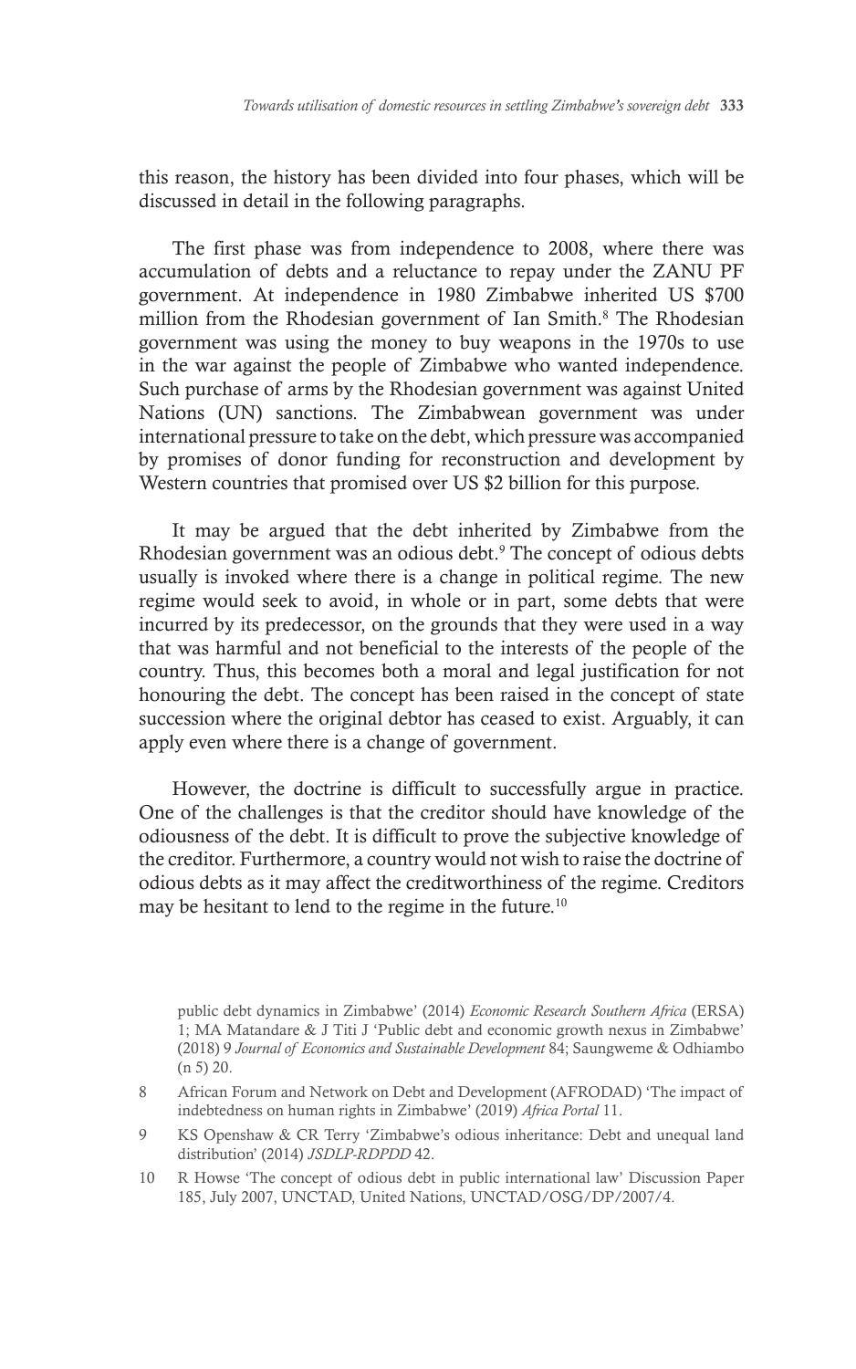this reason, the history has been divided into four phases, which will be discussed in detail in the following paragraphs.

The first phase was from independence to 2008, where there was accumulation of debts and a reluctance to repay under the ZANU PF government. At independence in 1980 Zimbabwe inherited US $700 million from the Rhodesian government of Ian Smith.[8] The Rhodesian government was using the money to buy weapons in the 1970s to use in the war against the people of Zimbabwe who wanted independence. Such purchase of arms by the Rhodesian government was against United Nations (UN) sanctions. The Zimbabwean government was under international pressure to take on the debt, which pressure was accompanied by promises of donor funding for reconstruction and development by Western countries that promised over US $2 billion for this purpose.

It may be argued that the debt inherited by Zimbabwe from the Rhodesian government was an odious debt.[9] The concept of odious debts usually is invoked where there is a change in political regime. The new regime would seek to avoid, in whole or in part, some debts that were incurred by its predecessor, on the grounds that they were used in a way that was harmful and not beneficial to the interests of the people of the country. Thus, this becomes both a moral and legal justification for not honouring the debt. The concept has been raised in the concept of state succession where the original debtor has ceased to exist. Arguably, it can apply even where there is a change of government.

However, the doctrine is difficult to successfully argue in practice. One of the challenges is that the creditor should have knowledge of the odiousness of the debt. It is difficult to prove the subjective knowledge of the creditor. Furthermore, a country would not wish to raise the doctrine of odious debts as it may affect the creditworthiness of the regime. Creditors may be hesitant to lend to the regime in the future.[10]

public debt dynamics in Zimbabwe' (2014) *Economic Research Southern Africa* (ERSA) 1; MA Matandare & J Titi J 'Public debt and economic growth nexus in Zimbabwe' (2018) 9 *Journal of Economics and Sustainable Development* 84; Saungweme & Odhiambo (n 5) 20.

8 African Forum and Network on Debt and Development (AFRODAD) 'The impact of indebtedness on human rights in Zimbabwe' (2019) *Africa Portal* 11.

9 KS Openshaw & CR Terry 'Zimbabwe's odious inheritance: Debt and unequal land distribution' (2014) *JSDLP-RDPDD* 42.

10 R Howse 'The concept of odious debt in public international law' Discussion Paper 185, July 2007, UNCTAD, United Nations, UNCTAD/OSG/DP/2007/4.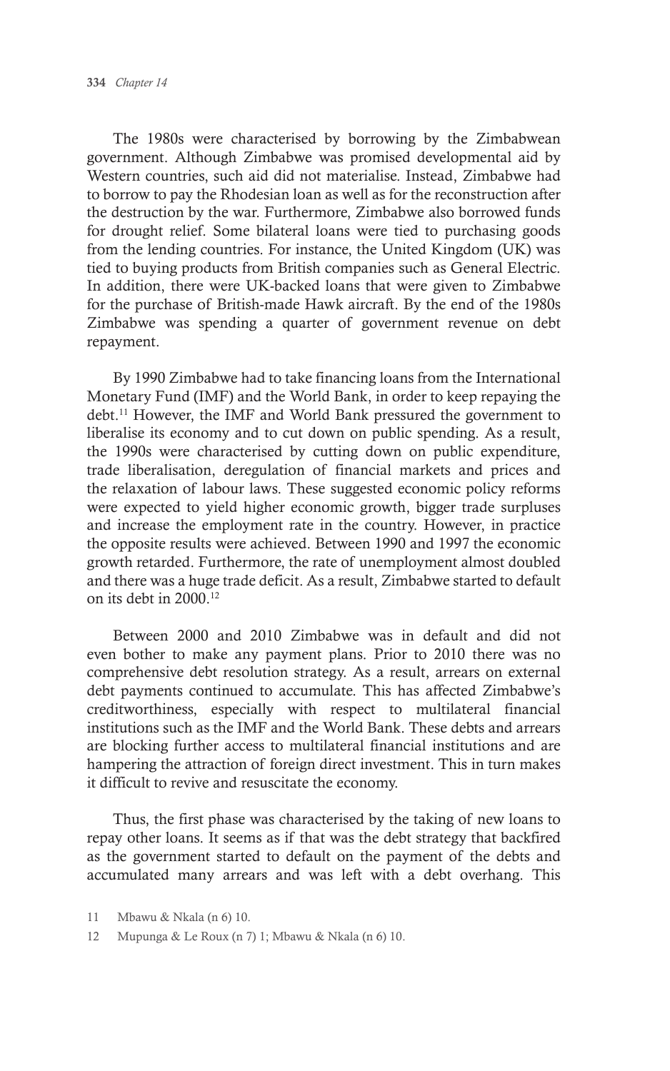The 1980s were characterised by borrowing by the Zimbabwean government. Although Zimbabwe was promised developmental aid by Western countries, such aid did not materialise. Instead, Zimbabwe had to borrow to pay the Rhodesian loan as well as for the reconstruction after the destruction by the war. Furthermore, Zimbabwe also borrowed funds for drought relief. Some bilateral loans were tied to purchasing goods from the lending countries. For instance, the United Kingdom (UK) was tied to buying products from British companies such as General Electric. In addition, there were UK-backed loans that were given to Zimbabwe for the purchase of British-made Hawk aircraft. By the end of the 1980s Zimbabwe was spending a quarter of government revenue on debt repayment.

By 1990 Zimbabwe had to take financing loans from the International Monetary Fund (IMF) and the World Bank, in order to keep repaying the debt.[11] However, the IMF and World Bank pressured the government to liberalise its economy and to cut down on public spending. As a result, the 1990s were characterised by cutting down on public expenditure, trade liberalisation, deregulation of financial markets and prices and the relaxation of labour laws. These suggested economic policy reforms were expected to yield higher economic growth, bigger trade surpluses and increase the employment rate in the country. However, in practice the opposite results were achieved. Between 1990 and 1997 the economic growth retarded. Furthermore, the rate of unemployment almost doubled and there was a huge trade deficit. As a result, Zimbabwe started to default on its debt in 2000.[12]

Between 2000 and 2010 Zimbabwe was in default and did not even bother to make any payment plans. Prior to 2010 there was no comprehensive debt resolution strategy. As a result, arrears on external debt payments continued to accumulate. This has affected Zimbabwe's creditworthiness, especially with respect to multilateral financial institutions such as the IMF and the World Bank. These debts and arrears are blocking further access to multilateral financial institutions and are hampering the attraction of foreign direct investment. This in turn makes it difficult to revive and resuscitate the economy.

Thus, the first phase was characterised by the taking of new loans to repay other loans. It seems as if that was the debt strategy that backfired as the government started to default on the payment of the debts and accumulated many arrears and was left with a debt overhang. This

11 Mbawu & Nkala (n 6) 10.

12 Mupunga & Le Roux (n 7) 1; Mbawu & Nkala (n 6) 10.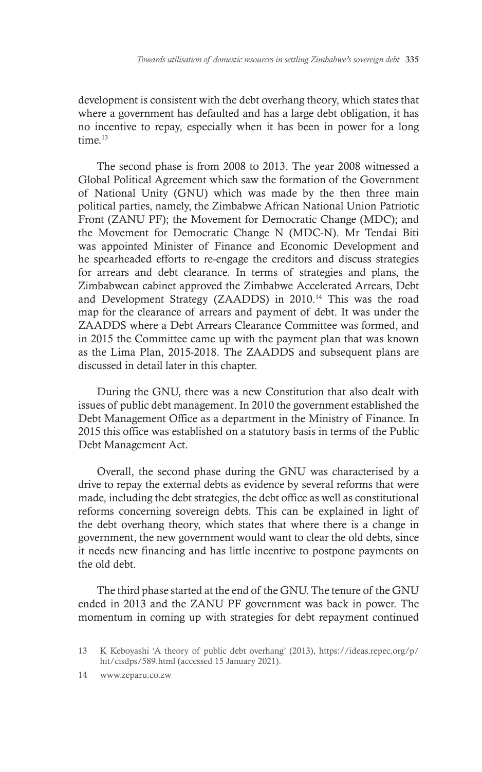development is consistent with the debt overhang theory, which states that where a government has defaulted and has a large debt obligation, it has no incentive to repay, especially when it has been in power for a long time.[13]

The second phase is from 2008 to 2013. The year 2008 witnessed a Global Political Agreement which saw the formation of the Government of National Unity (GNU) which was made by the then three main political parties, namely, the Zimbabwe African National Union Patriotic Front (ZANU PF); the Movement for Democratic Change (MDC); and the Movement for Democratic Change N (MDC-N). Mr Tendai Biti was appointed Minister of Finance and Economic Development and he spearheaded efforts to re-engage the creditors and discuss strategies for arrears and debt clearance. In terms of strategies and plans, the Zimbabwean cabinet approved the Zimbabwe Accelerated Arrears, Debt and Development Strategy (ZAADDS) in 2010.[14] This was the road map for the clearance of arrears and payment of debt. It was under the ZAADDS where a Debt Arrears Clearance Committee was formed, and in 2015 the Committee came up with the payment plan that was known as the Lima Plan, 2015-2018. The ZAADDS and subsequent plans are discussed in detail later in this chapter.

During the GNU, there was a new Constitution that also dealt with issues of public debt management. In 2010 the government established the Debt Management Office as a department in the Ministry of Finance. In 2015 this office was established on a statutory basis in terms of the Public Debt Management Act.

Overall, the second phase during the GNU was characterised by a drive to repay the external debts as evidence by several reforms that were made, including the debt strategies, the debt office as well as constitutional reforms concerning sovereign debts. This can be explained in light of the debt overhang theory, which states that where there is a change in government, the new government would want to clear the old debts, since it needs new financing and has little incentive to postpone payments on the old debt.

The third phase started at the end of the GNU. The tenure of the GNU ended in 2013 and the ZANU PF government was back in power. The momentum in coming up with strategies for debt repayment continued

13 K Keboyashi 'A theory of public debt overhang' (2013), https://ideas.repec.org/p/hit/cisdps/589.html (accessed 15 January 2021).

14 www.zeparu.co.zw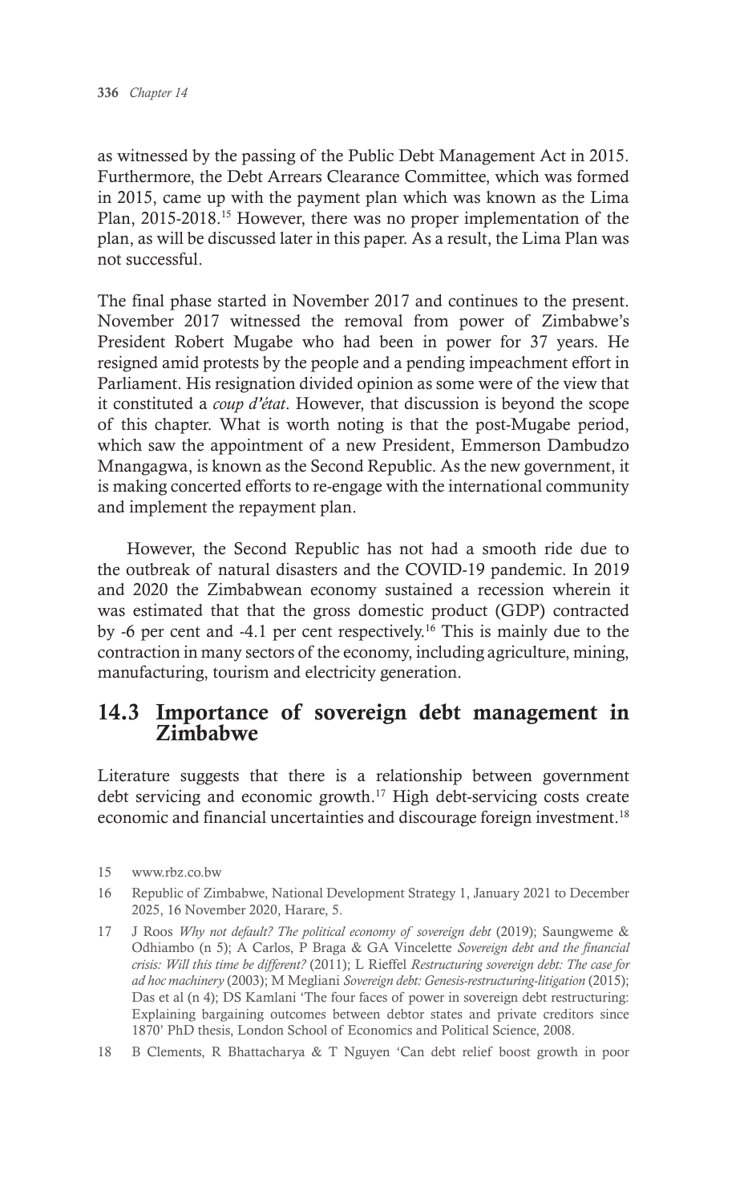as witnessed by the passing of the Public Debt Management Act in 2015. Furthermore, the Debt Arrears Clearance Committee, which was formed in 2015, came up with the payment plan which was known as the Lima Plan, 2015-2018.[15] However, there was no proper implementation of the plan, as will be discussed later in this paper. As a result, the Lima Plan was not successful.

The final phase started in November 2017 and continues to the present. November 2017 witnessed the removal from power of Zimbabwe's President Robert Mugabe who had been in power for 37 years. He resigned amid protests by the people and a pending impeachment effort in Parliament. His resignation divided opinion as some were of the view that it constituted a *coup d'état*. However, that discussion is beyond the scope of this chapter. What is worth noting is that the post-Mugabe period, which saw the appointment of a new President, Emmerson Dambudzo Mnangagwa, is known as the Second Republic. As the new government, it is making concerted efforts to re-engage with the international community and implement the repayment plan.

However, the Second Republic has not had a smooth ride due to the outbreak of natural disasters and the COVID-19 pandemic. In 2019 and 2020 the Zimbabwean economy sustained a recession wherein it was estimated that that the gross domestic product (GDP) contracted by -6 per cent and -4.1 per cent respectively.[16] This is mainly due to the contraction in many sectors of the economy, including agriculture, mining, manufacturing, tourism and electricity generation.

## 14.3 Importance of sovereign debt management in Zimbabwe

Literature suggests that there is a relationship between government debt servicing and economic growth.[17] High debt-servicing costs create economic and financial uncertainties and discourage foreign investment.[18]

---

15 www.rbz.co.bw

16 Republic of Zimbabwe, National Development Strategy 1, January 2021 to December 2025, 16 November 2020, Harare, 5.

17 J Roos *Why not default? The political economy of sovereign debt* (2019); Saungweme & Odhiambo (n 5); A Carlos, P Braga & GA Vincelette *Sovereign debt and the financial crisis: Will this time be different?* (2011); L Rieffel *Restructuring sovereign debt: The case for ad hoc machinery* (2003); M Megliani *Sovereign debt: Genesis-restructuring-litigation* (2015); Das et al (n 4); DS Kamlani 'The four faces of power in sovereign debt restructuring: Explaining bargaining outcomes between debtor states and private creditors since 1870' PhD thesis, London School of Economics and Political Science, 2008.

18 B Clements, R Bhattacharya & T Nguyen 'Can debt relief boost growth in poor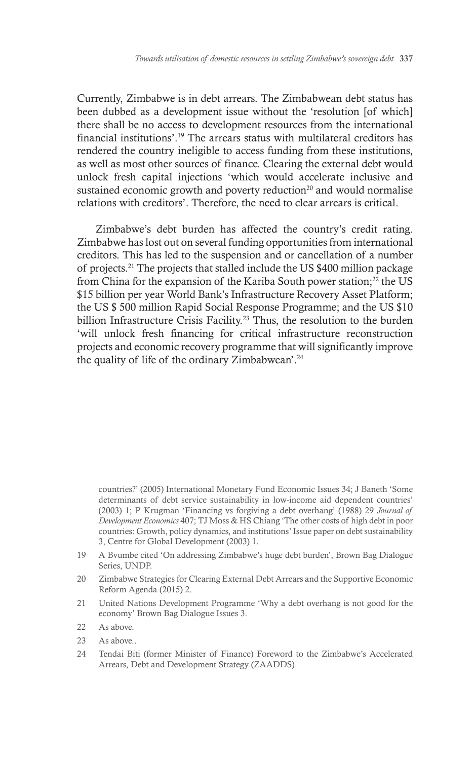Currently, Zimbabwe is in debt arrears. The Zimbabwean debt status has been dubbed as a development issue without the 'resolution [of which] there shall be no access to development resources from the international financial institutions'.[19] The arrears status with multilateral creditors has rendered the country ineligible to access funding from these institutions, as well as most other sources of finance. Clearing the external debt would unlock fresh capital injections 'which would accelerate inclusive and sustained economic growth and poverty reduction[20] and would normalise relations with creditors'. Therefore, the need to clear arrears is critical.

Zimbabwe's debt burden has affected the country's credit rating. Zimbabwe has lost out on several funding opportunities from international creditors. This has led to the suspension and or cancellation of a number of projects.[21] The projects that stalled include the US $400 million package from China for the expansion of the Kariba South power station;[22] the US $15 billion per year World Bank's Infrastructure Recovery Asset Platform; the US $ 500 million Rapid Social Response Programme; and the US $10 billion Infrastructure Crisis Facility.[23] Thus, the resolution to the burden 'will unlock fresh financing for critical infrastructure reconstruction projects and economic recovery programme that will significantly improve the quality of life of the ordinary Zimbabwean'.[24]

countries?' (2005) International Monetary Fund Economic Issues 34; J Baneth 'Some determinants of debt service sustainability in low-income aid dependent countries' (2003) 1; P Krugman 'Financing vs forgiving a debt overhang' (1988) 29 *Journal of Development Economics* 407; TJ Moss & HS Chiang 'The other costs of high debt in poor countries: Growth, policy dynamics, and institutions' Issue paper on debt sustainability 3, Centre for Global Development (2003) 1.

19 A Bvumbe cited 'On addressing Zimbabwe's huge debt burden', Brown Bag Dialogue Series, UNDP.

20 Zimbabwe Strategies for Clearing External Debt Arrears and the Supportive Economic Reform Agenda (2015) 2.

21 United Nations Development Programme 'Why a debt overhang is not good for the economy' Brown Bag Dialogue Issues 3.

22 As above.

23 As above..

24 Tendai Biti (former Minister of Finance) Foreword to the Zimbabwe's Accelerated Arrears, Debt and Development Strategy (ZAADDS).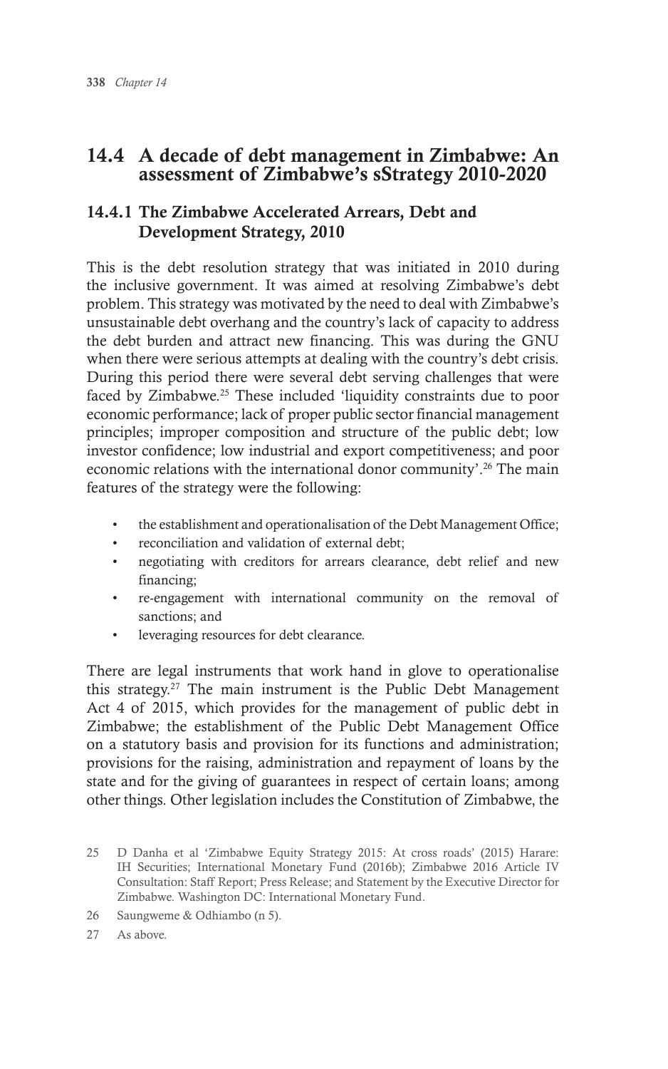## 14.4 A decade of debt management in Zimbabwe: An assessment of Zimbabwe's sStrategy 2010-2020

### 14.4.1 The Zimbabwe Accelerated Arrears, Debt and Development Strategy, 2010

This is the debt resolution strategy that was initiated in 2010 during the inclusive government. It was aimed at resolving Zimbabwe's debt problem. This strategy was motivated by the need to deal with Zimbabwe's unsustainable debt overhang and the country's lack of capacity to address the debt burden and attract new financing. This was during the GNU when there were serious attempts at dealing with the country's debt crisis. During this period there were several debt serving challenges that were faced by Zimbabwe.[25] These included 'liquidity constraints due to poor economic performance; lack of proper public sector financial management principles; improper composition and structure of the public debt; low investor confidence; low industrial and export competitiveness; and poor economic relations with the international donor community'.[26] The main features of the strategy were the following:

- the establishment and operationalisation of the Debt Management Office;
- reconciliation and validation of external debt;
- negotiating with creditors for arrears clearance, debt relief and new financing;
- re-engagement with international community on the removal of sanctions; and
- leveraging resources for debt clearance.

There are legal instruments that work hand in glove to operationalise this strategy.[27] The main instrument is the Public Debt Management Act 4 of 2015, which provides for the management of public debt in Zimbabwe; the establishment of the Public Debt Management Office on a statutory basis and provision for its functions and administration; provisions for the raising, administration and repayment of loans by the state and for the giving of guarantees in respect of certain loans; among other things. Other legislation includes the Constitution of Zimbabwe, the

---

25 D Danha et al 'Zimbabwe Equity Strategy 2015: At cross roads' (2015) Harare: IH Securities; International Monetary Fund (2016b); Zimbabwe 2016 Article IV Consultation: Staff Report; Press Release; and Statement by the Executive Director for Zimbabwe. Washington DC: International Monetary Fund.

26 Saungweme & Odhiambo (n 5).

27 As above.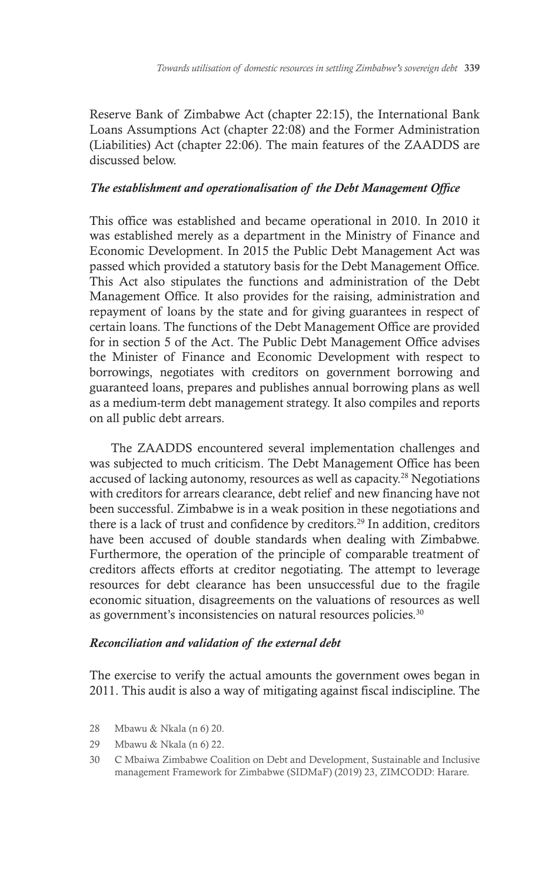Reserve Bank of Zimbabwe Act (chapter 22:15), the International Bank Loans Assumptions Act (chapter 22:08) and the Former Administration (Liabilities) Act (chapter 22:06). The main features of the ZAADDS are discussed below.

***The establishment and operationalisation of the Debt Management Office***

This office was established and became operational in 2010. In 2010 it was established merely as a department in the Ministry of Finance and Economic Development. In 2015 the Public Debt Management Act was passed which provided a statutory basis for the Debt Management Office. This Act also stipulates the functions and administration of the Debt Management Office. It also provides for the raising, administration and repayment of loans by the state and for giving guarantees in respect of certain loans. The functions of the Debt Management Office are provided for in section 5 of the Act. The Public Debt Management Office advises the Minister of Finance and Economic Development with respect to borrowings, negotiates with creditors on government borrowing and guaranteed loans, prepares and publishes annual borrowing plans as well as a medium-term debt management strategy. It also compiles and reports on all public debt arrears.

The ZAADDS encountered several implementation challenges and was subjected to much criticism. The Debt Management Office has been accused of lacking autonomy, resources as well as capacity.[28] Negotiations with creditors for arrears clearance, debt relief and new financing have not been successful. Zimbabwe is in a weak position in these negotiations and there is a lack of trust and confidence by creditors.[29] In addition, creditors have been accused of double standards when dealing with Zimbabwe. Furthermore, the operation of the principle of comparable treatment of creditors affects efforts at creditor negotiating. The attempt to leverage resources for debt clearance has been unsuccessful due to the fragile economic situation, disagreements on the valuations of resources as well as government's inconsistencies on natural resources policies.[30]

***Reconciliation and validation of the external debt***

The exercise to verify the actual amounts the government owes began in 2011. This audit is also a way of mitigating against fiscal indiscipline. The

28 Mbawu & Nkala (n 6) 20.

29 Mbawu & Nkala (n 6) 22.

30 C Mbaiwa Zimbabwe Coalition on Debt and Development, Sustainable and Inclusive management Framework for Zimbabwe (SIDMaF) (2019) 23, ZIMCODD: Harare.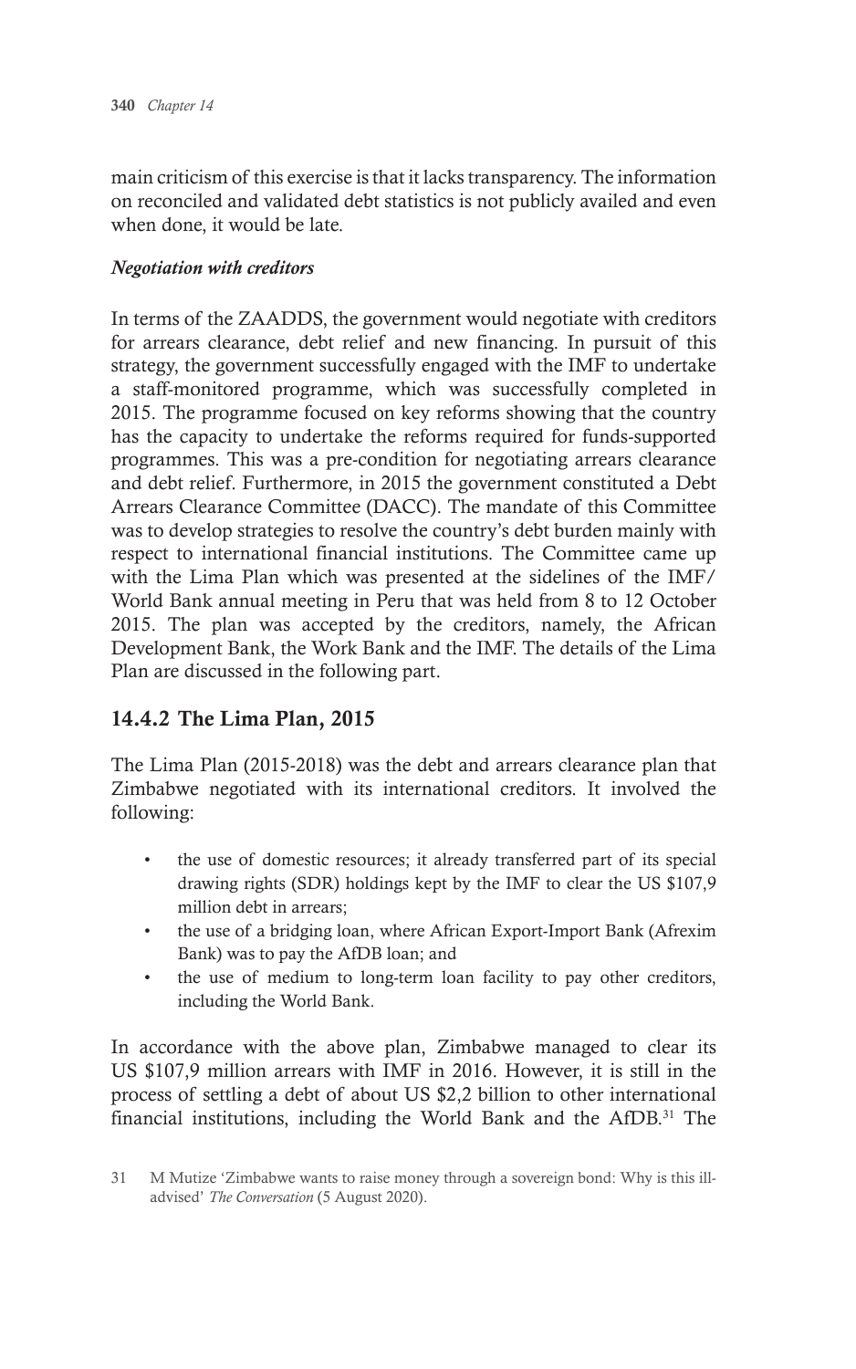main criticism of this exercise is that it lacks transparency. The information on reconciled and validated debt statistics is not publicly availed and even when done, it would be late.

***Negotiation with creditors***

In terms of the ZAADDS, the government would negotiate with creditors for arrears clearance, debt relief and new financing. In pursuit of this strategy, the government successfully engaged with the IMF to undertake a staff-monitored programme, which was successfully completed in 2015. The programme focused on key reforms showing that the country has the capacity to undertake the reforms required for funds-supported programmes. This was a pre-condition for negotiating arrears clearance and debt relief. Furthermore, in 2015 the government constituted a Debt Arrears Clearance Committee (DACC). The mandate of this Committee was to develop strategies to resolve the country's debt burden mainly with respect to international financial institutions. The Committee came up with the Lima Plan which was presented at the sidelines of the IMF/World Bank annual meeting in Peru that was held from 8 to 12 October 2015. The plan was accepted by the creditors, namely, the African Development Bank, the Work Bank and the IMF. The details of the Lima Plan are discussed in the following part.

### 14.4.2 The Lima Plan, 2015

The Lima Plan (2015-2018) was the debt and arrears clearance plan that Zimbabwe negotiated with its international creditors. It involved the following:

- the use of domestic resources; it already transferred part of its special drawing rights (SDR) holdings kept by the IMF to clear the US $107,9 million debt in arrears;
- the use of a bridging loan, where African Export-Import Bank (Afrexim Bank) was to pay the AfDB loan; and
- the use of medium to long-term loan facility to pay other creditors, including the World Bank.

In accordance with the above plan, Zimbabwe managed to clear its US $107,9 million arrears with IMF in 2016. However, it is still in the process of settling a debt of about US $2,2 billion to other international financial institutions, including the World Bank and the AfDB.[31] The

31 M Mutize 'Zimbabwe wants to raise money through a sovereign bond: Why is this ill-advised' *The Conversation* (5 August 2020).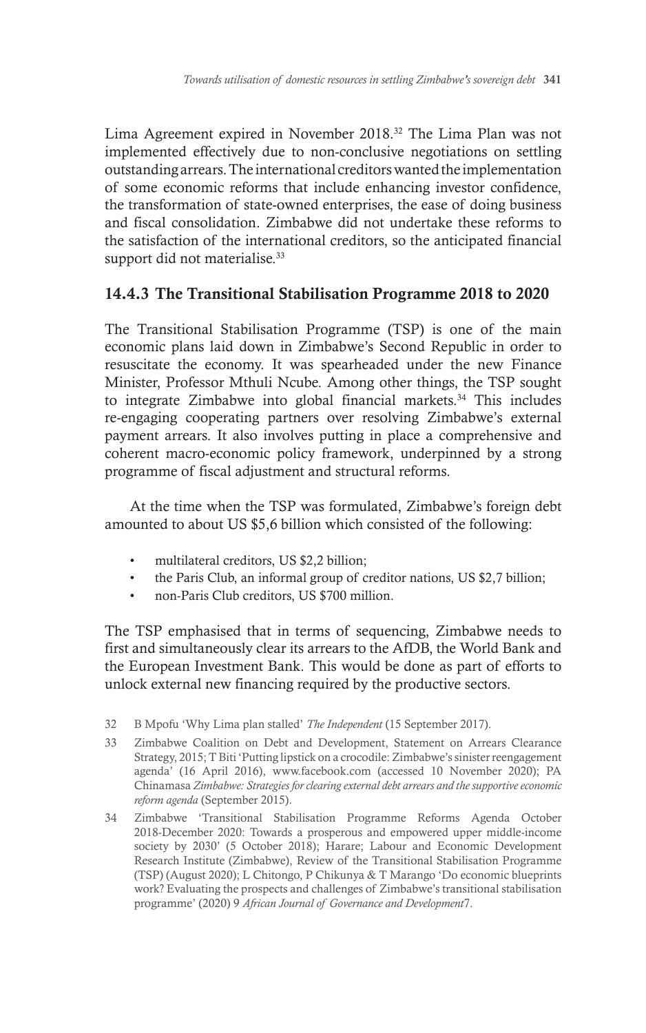Lima Agreement expired in November 2018.[32] The Lima Plan was not implemented effectively due to non-conclusive negotiations on settling outstanding arrears. The international creditors wanted the implementation of some economic reforms that include enhancing investor confidence, the transformation of state-owned enterprises, the ease of doing business and fiscal consolidation. Zimbabwe did not undertake these reforms to the satisfaction of the international creditors, so the anticipated financial support did not materialise.[33]

### 14.4.3 The Transitional Stabilisation Programme 2018 to 2020

The Transitional Stabilisation Programme (TSP) is one of the main economic plans laid down in Zimbabwe's Second Republic in order to resuscitate the economy. It was spearheaded under the new Finance Minister, Professor Mthuli Ncube. Among other things, the TSP sought to integrate Zimbabwe into global financial markets.[34] This includes re-engaging cooperating partners over resolving Zimbabwe's external payment arrears. It also involves putting in place a comprehensive and coherent macro-economic policy framework, underpinned by a strong programme of fiscal adjustment and structural reforms.

At the time when the TSP was formulated, Zimbabwe's foreign debt amounted to about US $5,6 billion which consisted of the following:

- multilateral creditors, US $2,2 billion;
- the Paris Club, an informal group of creditor nations, US $2,7 billion;
- non-Paris Club creditors, US $700 million.

The TSP emphasised that in terms of sequencing, Zimbabwe needs to first and simultaneously clear its arrears to the AfDB, the World Bank and the European Investment Bank. This would be done as part of efforts to unlock external new financing required by the productive sectors.

32 B Mpofu 'Why Lima plan stalled' *The Independent* (15 September 2017).

33 Zimbabwe Coalition on Debt and Development, Statement on Arrears Clearance Strategy, 2015; T Biti 'Putting lipstick on a crocodile: Zimbabwe's sinister reengagement agenda' (16 April 2016), www.facebook.com (accessed 10 November 2020); PA Chinamasa *Zimbabwe: Strategies for clearing external debt arrears and the supportive economic reform agenda* (September 2015).

34 Zimbabwe 'Transitional Stabilisation Programme Reforms Agenda October 2018-December 2020: Towards a prosperous and empowered upper middle-income society by 2030' (5 October 2018); Harare; Labour and Economic Development Research Institute (Zimbabwe), Review of the Transitional Stabilisation Programme (TSP) (August 2020); L Chitongo, P Chikunya & T Marango 'Do economic blueprints work? Evaluating the prospects and challenges of Zimbabwe's transitional stabilisation programme' (2020) 9 *African Journal of Governance and Development*7.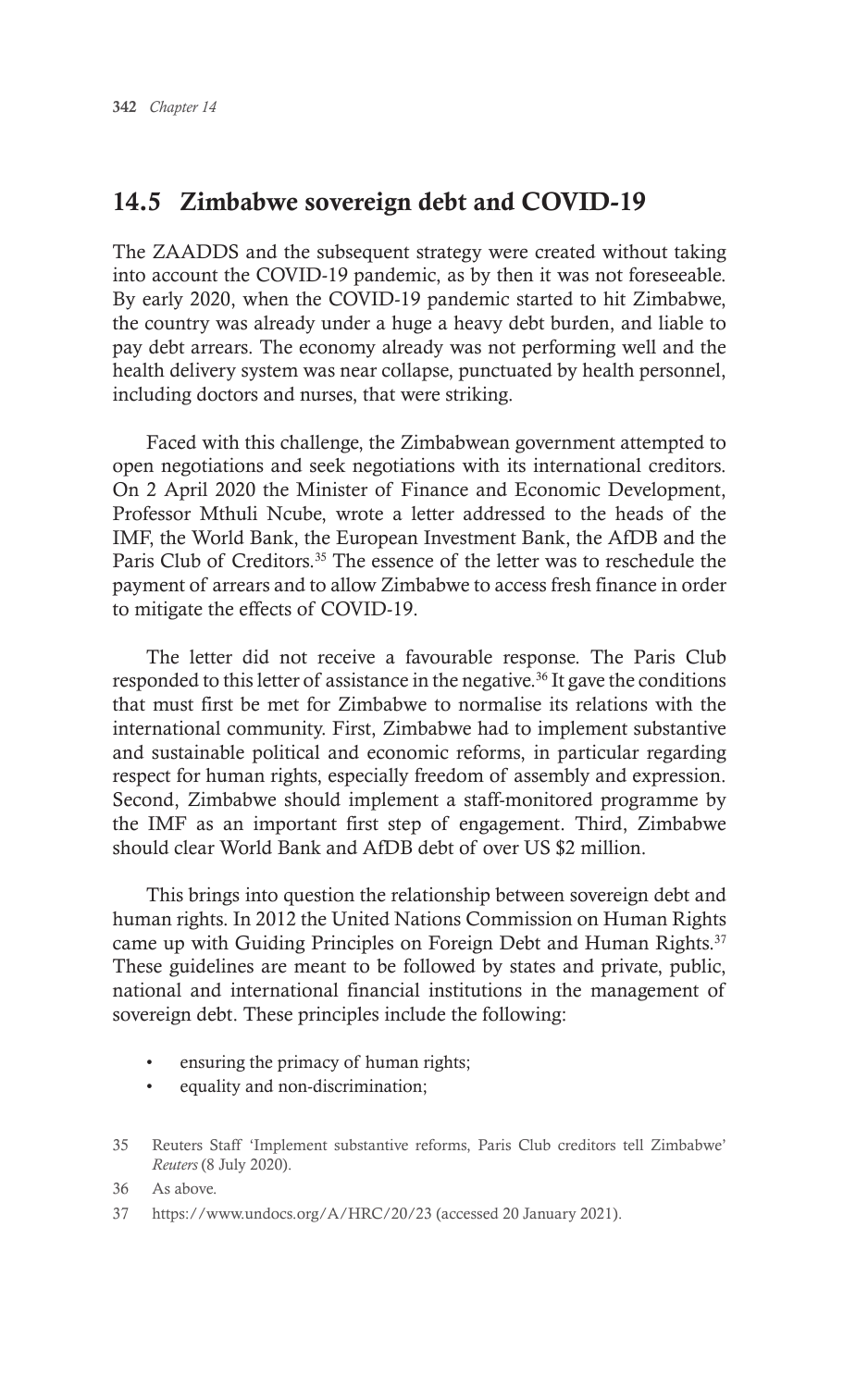## 14.5 Zimbabwe sovereign debt and COVID-19

The ZAADDS and the subsequent strategy were created without taking into account the COVID-19 pandemic, as by then it was not foreseeable. By early 2020, when the COVID-19 pandemic started to hit Zimbabwe, the country was already under a huge a heavy debt burden, and liable to pay debt arrears. The economy already was not performing well and the health delivery system was near collapse, punctuated by health personnel, including doctors and nurses, that were striking.

Faced with this challenge, the Zimbabwean government attempted to open negotiations and seek negotiations with its international creditors. On 2 April 2020 the Minister of Finance and Economic Development, Professor Mthuli Ncube, wrote a letter addressed to the heads of the IMF, the World Bank, the European Investment Bank, the AfDB and the Paris Club of Creditors.[35] The essence of the letter was to reschedule the payment of arrears and to allow Zimbabwe to access fresh finance in order to mitigate the effects of COVID-19.

The letter did not receive a favourable response. The Paris Club responded to this letter of assistance in the negative.[36] It gave the conditions that must first be met for Zimbabwe to normalise its relations with the international community. First, Zimbabwe had to implement substantive and sustainable political and economic reforms, in particular regarding respect for human rights, especially freedom of assembly and expression. Second, Zimbabwe should implement a staff-monitored programme by the IMF as an important first step of engagement. Third, Zimbabwe should clear World Bank and AfDB debt of over US $2 million.

This brings into question the relationship between sovereign debt and human rights. In 2012 the United Nations Commission on Human Rights came up with Guiding Principles on Foreign Debt and Human Rights.[37] These guidelines are meant to be followed by states and private, public, national and international financial institutions in the management of sovereign debt. These principles include the following:

- ensuring the primacy of human rights;
- equality and non-discrimination;

---

35 Reuters Staff 'Implement substantive reforms, Paris Club creditors tell Zimbabwe' *Reuters* (8 July 2020).

36 As above.

37 https://www.undocs.org/A/HRC/20/23 (accessed 20 January 2021).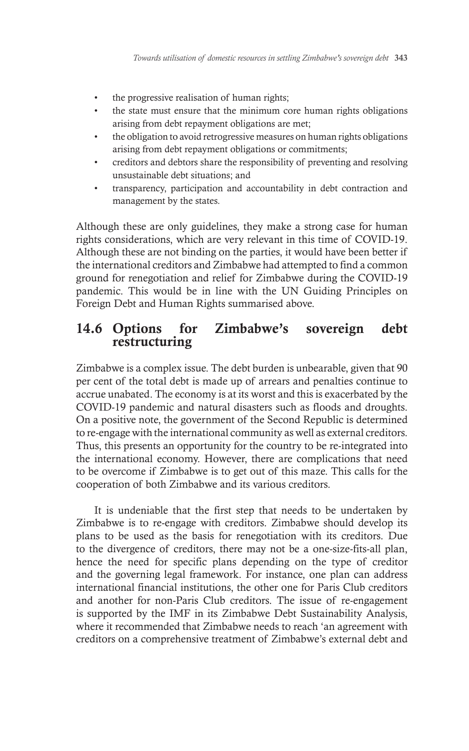- the progressive realisation of human rights;
- the state must ensure that the minimum core human rights obligations arising from debt repayment obligations are met;
- the obligation to avoid retrogressive measures on human rights obligations arising from debt repayment obligations or commitments;
- creditors and debtors share the responsibility of preventing and resolving unsustainable debt situations; and
- transparency, participation and accountability in debt contraction and management by the states.

Although these are only guidelines, they make a strong case for human rights considerations, which are very relevant in this time of COVID-19. Although these are not binding on the parties, it would have been better if the international creditors and Zimbabwe had attempted to find a common ground for renegotiation and relief for Zimbabwe during the COVID-19 pandemic. This would be in line with the UN Guiding Principles on Foreign Debt and Human Rights summarised above.

## 14.6 Options for Zimbabwe's sovereign debt restructuring

Zimbabwe is a complex issue. The debt burden is unbearable, given that 90 per cent of the total debt is made up of arrears and penalties continue to accrue unabated. The economy is at its worst and this is exacerbated by the COVID-19 pandemic and natural disasters such as floods and droughts. On a positive note, the government of the Second Republic is determined to re-engage with the international community as well as external creditors. Thus, this presents an opportunity for the country to be re-integrated into the international economy. However, there are complications that need to be overcome if Zimbabwe is to get out of this maze. This calls for the cooperation of both Zimbabwe and its various creditors.

It is undeniable that the first step that needs to be undertaken by Zimbabwe is to re-engage with creditors. Zimbabwe should develop its plans to be used as the basis for renegotiation with its creditors. Due to the divergence of creditors, there may not be a one-size-fits-all plan, hence the need for specific plans depending on the type of creditor and the governing legal framework. For instance, one plan can address international financial institutions, the other one for Paris Club creditors and another for non-Paris Club creditors. The issue of re-engagement is supported by the IMF in its Zimbabwe Debt Sustainability Analysis, where it recommended that Zimbabwe needs to reach 'an agreement with creditors on a comprehensive treatment of Zimbabwe's external debt and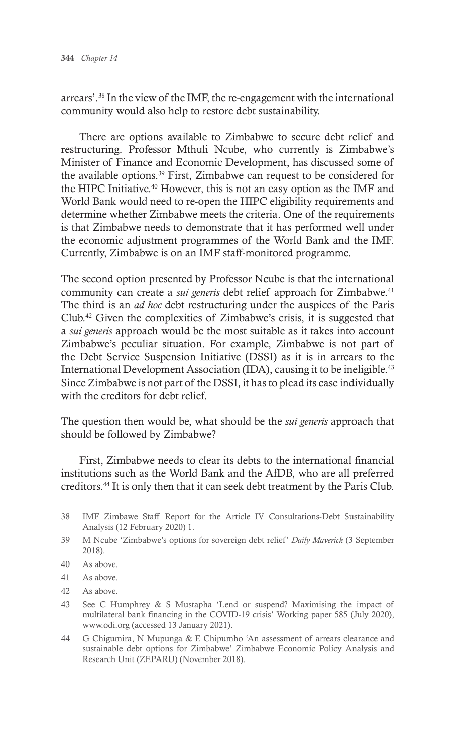arrears'.[38] In the view of the IMF, the re-engagement with the international community would also help to restore debt sustainability.

There are options available to Zimbabwe to secure debt relief and restructuring. Professor Mthuli Ncube, who currently is Zimbabwe's Minister of Finance and Economic Development, has discussed some of the available options.[39] First, Zimbabwe can request to be considered for the HIPC Initiative.[40] However, this is not an easy option as the IMF and World Bank would need to re-open the HIPC eligibility requirements and determine whether Zimbabwe meets the criteria. One of the requirements is that Zimbabwe needs to demonstrate that it has performed well under the economic adjustment programmes of the World Bank and the IMF. Currently, Zimbabwe is on an IMF staff-monitored programme.

The second option presented by Professor Ncube is that the international community can create a *sui generis* debt relief approach for Zimbabwe.[41] The third is an *ad hoc* debt restructuring under the auspices of the Paris Club.[42] Given the complexities of Zimbabwe's crisis, it is suggested that a *sui generis* approach would be the most suitable as it takes into account Zimbabwe's peculiar situation. For example, Zimbabwe is not part of the Debt Service Suspension Initiative (DSSI) as it is in arrears to the International Development Association (IDA), causing it to be ineligible.[43] Since Zimbabwe is not part of the DSSI, it has to plead its case individually with the creditors for debt relief.

The question then would be, what should be the *sui generis* approach that should be followed by Zimbabwe?

First, Zimbabwe needs to clear its debts to the international financial institutions such as the World Bank and the AfDB, who are all preferred creditors.[44] It is only then that it can seek debt treatment by the Paris Club.

38 IMF Zimbawe Staff Report for the Article IV Consultations-Debt Sustainability Analysis (12 February 2020) 1.

39 M Ncube 'Zimbabwe's options for sovereign debt relief' *Daily Maverick* (3 September 2018).

40 As above.

41 As above.

42 As above.

43 See C Humphrey & S Mustapha 'Lend or suspend? Maximising the impact of multilateral bank financing in the COVID-19 crisis' Working paper 585 (July 2020), www.odi.org (accessed 13 January 2021).

44 G Chigumira, N Mupunga & E Chipumho 'An assessment of arrears clearance and sustainable debt options for Zimbabwe' Zimbabwe Economic Policy Analysis and Research Unit (ZEPARU) (November 2018).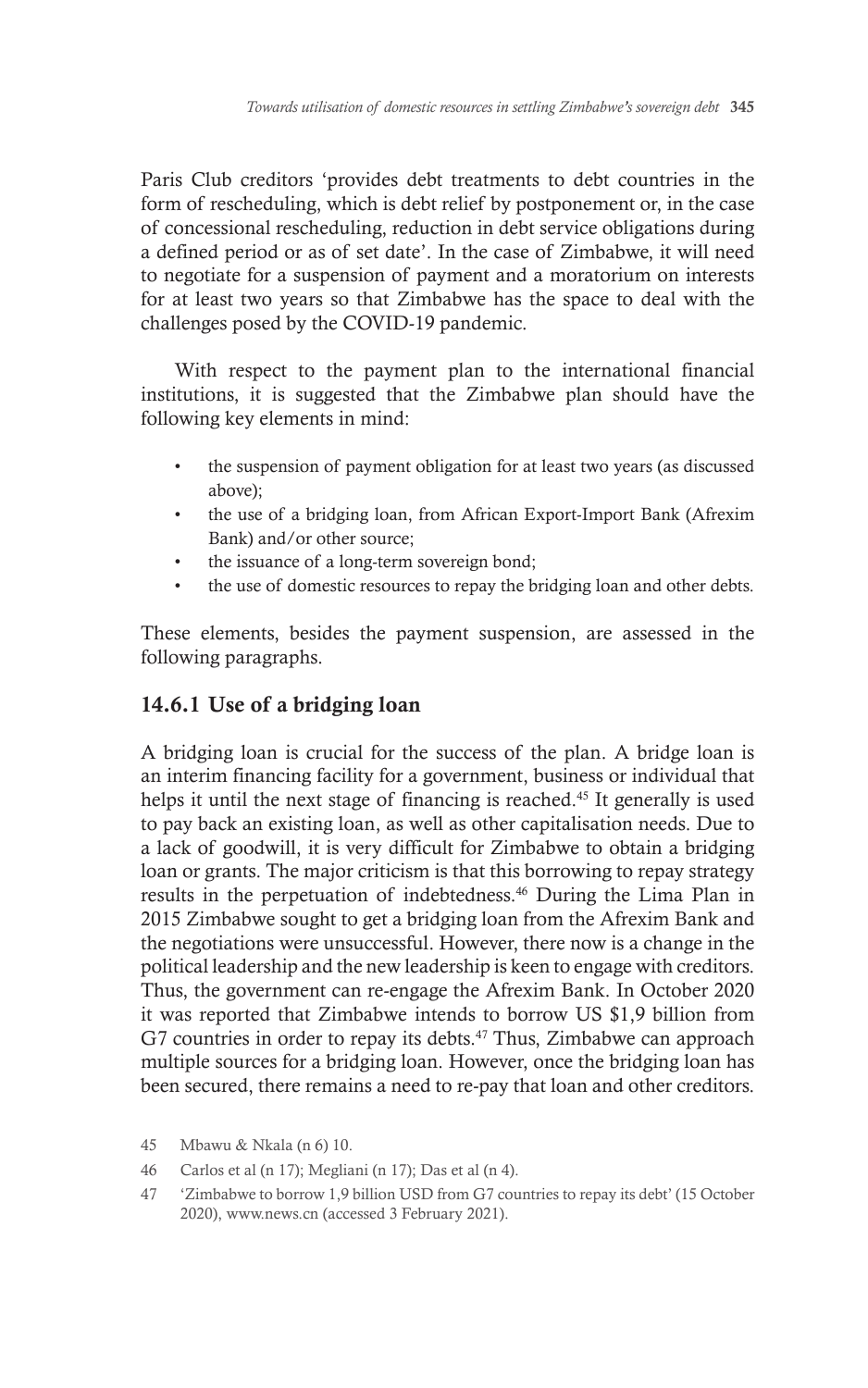Paris Club creditors 'provides debt treatments to debt countries in the form of rescheduling, which is debt relief by postponement or, in the case of concessional rescheduling, reduction in debt service obligations during a defined period or as of set date'. In the case of Zimbabwe, it will need to negotiate for a suspension of payment and a moratorium on interests for at least two years so that Zimbabwe has the space to deal with the challenges posed by the COVID-19 pandemic.

With respect to the payment plan to the international financial institutions, it is suggested that the Zimbabwe plan should have the following key elements in mind:

- the suspension of payment obligation for at least two years (as discussed above);
- the use of a bridging loan, from African Export-Import Bank (Afrexim Bank) and/or other source;
- the issuance of a long-term sovereign bond;
- the use of domestic resources to repay the bridging loan and other debts.

These elements, besides the payment suspension, are assessed in the following paragraphs.

### 14.6.1 Use of a bridging loan

A bridging loan is crucial for the success of the plan. A bridge loan is an interim financing facility for a government, business or individual that helps it until the next stage of financing is reached.[45] It generally is used to pay back an existing loan, as well as other capitalisation needs. Due to a lack of goodwill, it is very difficult for Zimbabwe to obtain a bridging loan or grants. The major criticism is that this borrowing to repay strategy results in the perpetuation of indebtedness.[46] During the Lima Plan in 2015 Zimbabwe sought to get a bridging loan from the Afrexim Bank and the negotiations were unsuccessful. However, there now is a change in the political leadership and the new leadership is keen to engage with creditors. Thus, the government can re-engage the Afrexim Bank. In October 2020 it was reported that Zimbabwe intends to borrow US $1,9 billion from G7 countries in order to repay its debts.[47] Thus, Zimbabwe can approach multiple sources for a bridging loan. However, once the bridging loan has been secured, there remains a need to re-pay that loan and other creditors.

45 Mbawu & Nkala (n 6) 10.

46 Carlos et al (n 17); Megliani (n 17); Das et al (n 4).

47 'Zimbabwe to borrow 1,9 billion USD from G7 countries to repay its debt' (15 October 2020), www.news.cn (accessed 3 February 2021).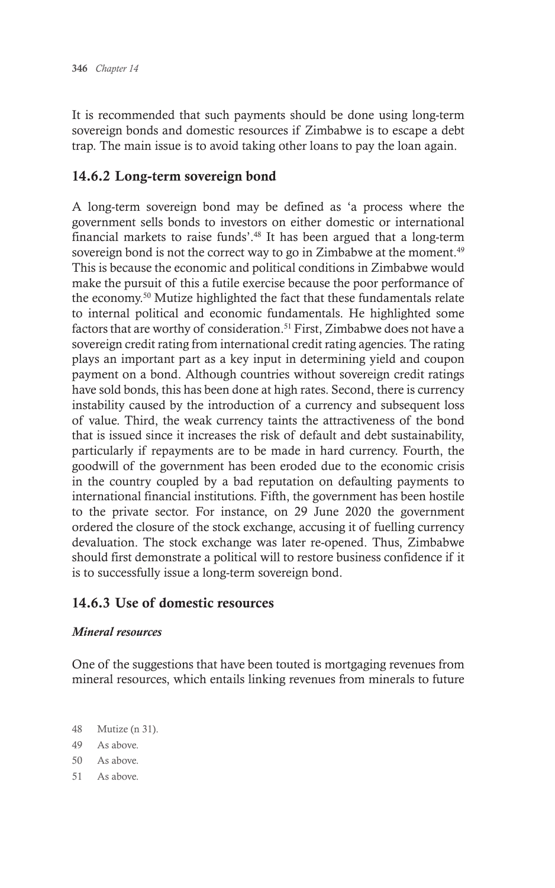It is recommended that such payments should be done using long-term sovereign bonds and domestic resources if Zimbabwe is to escape a debt trap. The main issue is to avoid taking other loans to pay the loan again.

### 14.6.2 Long-term sovereign bond

A long-term sovereign bond may be defined as 'a process where the government sells bonds to investors on either domestic or international financial markets to raise funds'.[48] It has been argued that a long-term sovereign bond is not the correct way to go in Zimbabwe at the moment.[49] This is because the economic and political conditions in Zimbabwe would make the pursuit of this a futile exercise because the poor performance of the economy.[50] Mutize highlighted the fact that these fundamentals relate to internal political and economic fundamentals. He highlighted some factors that are worthy of consideration.[51] First, Zimbabwe does not have a sovereign credit rating from international credit rating agencies. The rating plays an important part as a key input in determining yield and coupon payment on a bond. Although countries without sovereign credit ratings have sold bonds, this has been done at high rates. Second, there is currency instability caused by the introduction of a currency and subsequent loss of value. Third, the weak currency taints the attractiveness of the bond that is issued since it increases the risk of default and debt sustainability, particularly if repayments are to be made in hard currency. Fourth, the goodwill of the government has been eroded due to the economic crisis in the country coupled by a bad reputation on defaulting payments to international financial institutions. Fifth, the government has been hostile to the private sector. For instance, on 29 June 2020 the government ordered the closure of the stock exchange, accusing it of fuelling currency devaluation. The stock exchange was later re-opened. Thus, Zimbabwe should first demonstrate a political will to restore business confidence if it is to successfully issue a long-term sovereign bond.

### 14.6.3 Use of domestic resources

***Mineral resources***

One of the suggestions that have been touted is mortgaging revenues from mineral resources, which entails linking revenues from minerals to future

48 Mutize (n 31).

49 As above.

50 As above.

51 As above.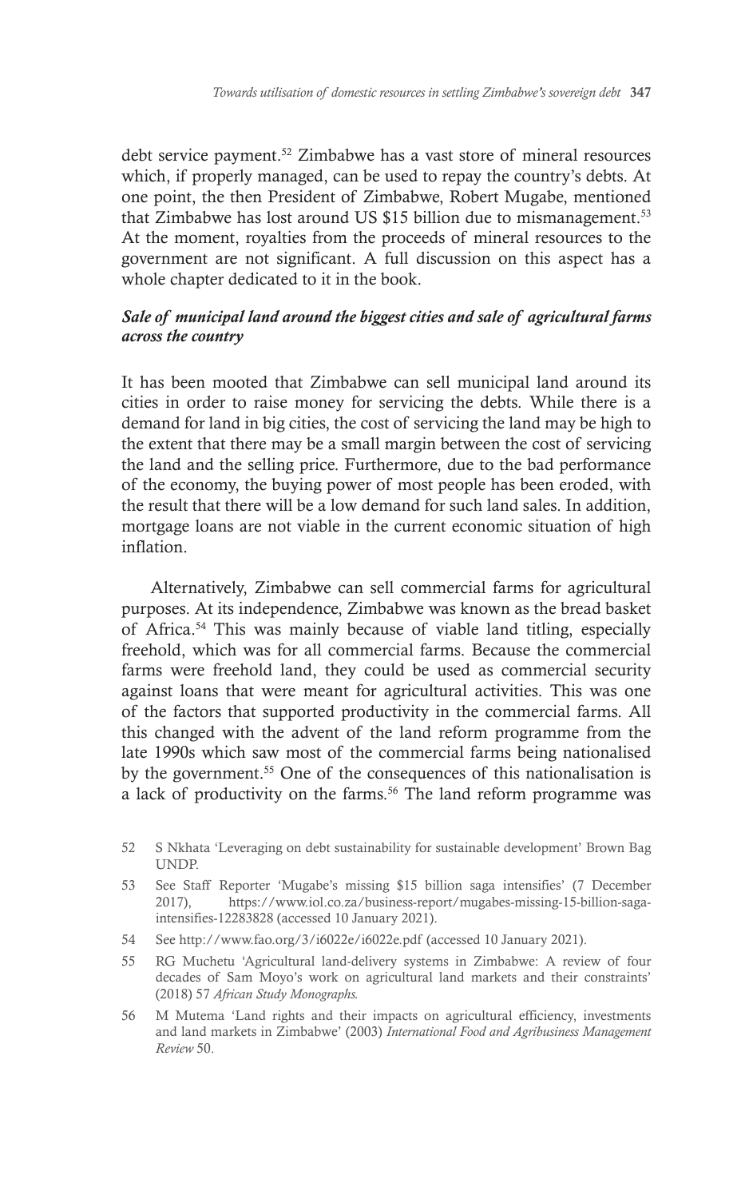debt service payment.[52] Zimbabwe has a vast store of mineral resources which, if properly managed, can be used to repay the country's debts. At one point, the then President of Zimbabwe, Robert Mugabe, mentioned that Zimbabwe has lost around US $15 billion due to mismanagement.[53] At the moment, royalties from the proceeds of mineral resources to the government are not significant. A full discussion on this aspect has a whole chapter dedicated to it in the book.

***Sale of municipal land around the biggest cities and sale of agricultural farms across the country***

It has been mooted that Zimbabwe can sell municipal land around its cities in order to raise money for servicing the debts. While there is a demand for land in big cities, the cost of servicing the land may be high to the extent that there may be a small margin between the cost of servicing the land and the selling price. Furthermore, due to the bad performance of the economy, the buying power of most people has been eroded, with the result that there will be a low demand for such land sales. In addition, mortgage loans are not viable in the current economic situation of high inflation.

Alternatively, Zimbabwe can sell commercial farms for agricultural purposes. At its independence, Zimbabwe was known as the bread basket of Africa.[54] This was mainly because of viable land titling, especially freehold, which was for all commercial farms. Because the commercial farms were freehold land, they could be used as commercial security against loans that were meant for agricultural activities. This was one of the factors that supported productivity in the commercial farms. All this changed with the advent of the land reform programme from the late 1990s which saw most of the commercial farms being nationalised by the government.[55] One of the consequences of this nationalisation is a lack of productivity on the farms.[56] The land reform programme was

---

52 S Nkhata 'Leveraging on debt sustainability for sustainable development' Brown Bag UNDP.

53 See Staff Reporter 'Mugabe's missing $15 billion saga intensifies' (7 December 2017), https://www.iol.co.za/business-report/mugabes-missing-15-billion-saga-intensifies-12283828 (accessed 10 January 2021).

54 See http://www.fao.org/3/i6022e/i6022e.pdf (accessed 10 January 2021).

55 RG Muchetu 'Agricultural land-delivery systems in Zimbabwe: A review of four decades of Sam Moyo's work on agricultural land markets and their constraints' (2018) 57 *African Study Monographs.*

56 M Mutema 'Land rights and their impacts on agricultural efficiency, investments and land markets in Zimbabwe' (2003) *International Food and Agribusiness Management Review* 50.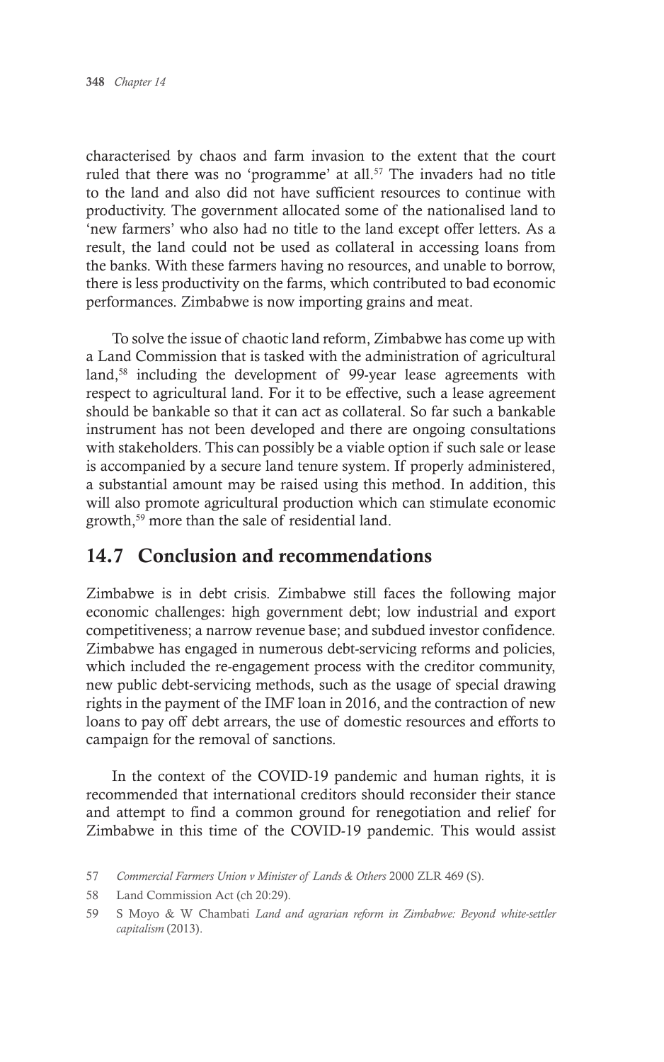characterised by chaos and farm invasion to the extent that the court ruled that there was no 'programme' at all.[57] The invaders had no title to the land and also did not have sufficient resources to continue with productivity. The government allocated some of the nationalised land to 'new farmers' who also had no title to the land except offer letters. As a result, the land could not be used as collateral in accessing loans from the banks. With these farmers having no resources, and unable to borrow, there is less productivity on the farms, which contributed to bad economic performances. Zimbabwe is now importing grains and meat.

To solve the issue of chaotic land reform, Zimbabwe has come up with a Land Commission that is tasked with the administration of agricultural land,[58] including the development of 99-year lease agreements with respect to agricultural land. For it to be effective, such a lease agreement should be bankable so that it can act as collateral. So far such a bankable instrument has not been developed and there are ongoing consultations with stakeholders. This can possibly be a viable option if such sale or lease is accompanied by a secure land tenure system. If properly administered, a substantial amount may be raised using this method. In addition, this will also promote agricultural production which can stimulate economic growth,[59] more than the sale of residential land.

## 14.7 Conclusion and recommendations

Zimbabwe is in debt crisis. Zimbabwe still faces the following major economic challenges: high government debt; low industrial and export competitiveness; a narrow revenue base; and subdued investor confidence. Zimbabwe has engaged in numerous debt-servicing reforms and policies, which included the re-engagement process with the creditor community, new public debt-servicing methods, such as the usage of special drawing rights in the payment of the IMF loan in 2016, and the contraction of new loans to pay off debt arrears, the use of domestic resources and efforts to campaign for the removal of sanctions.

In the context of the COVID-19 pandemic and human rights, it is recommended that international creditors should reconsider their stance and attempt to find a common ground for renegotiation and relief for Zimbabwe in this time of the COVID-19 pandemic. This would assist

---

57 *Commercial Farmers Union v Minister of Lands & Others* 2000 ZLR 469 (S).

58 Land Commission Act (ch 20:29).

59 S Moyo & W Chambati *Land and agrarian reform in Zimbabwe: Beyond white-settler capitalism* (2013).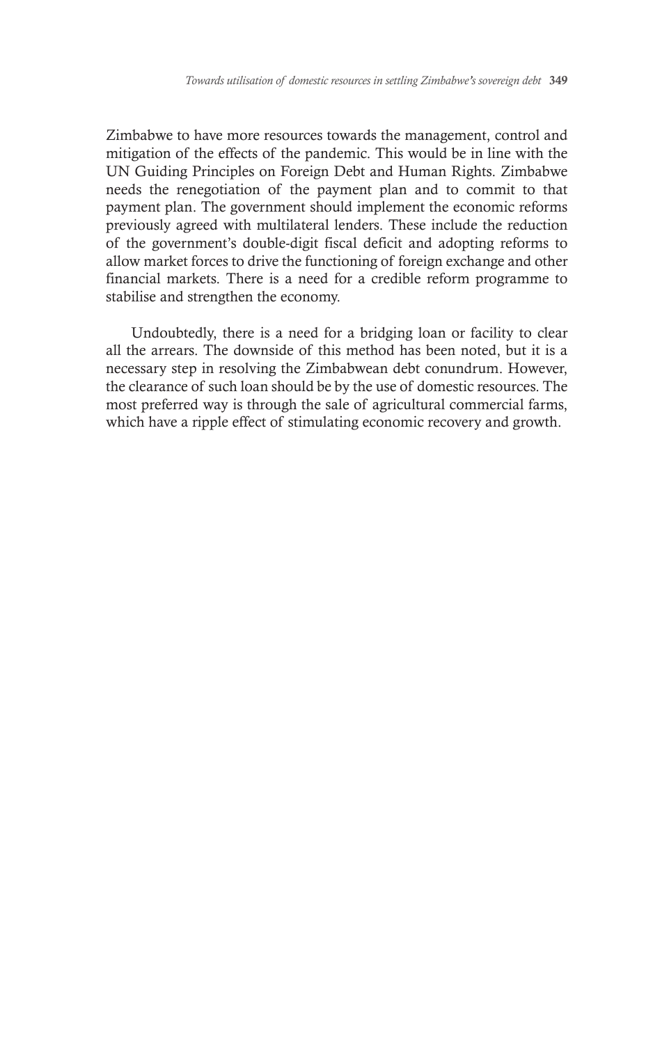Zimbabwe to have more resources towards the management, control and mitigation of the effects of the pandemic. This would be in line with the UN Guiding Principles on Foreign Debt and Human Rights. Zimbabwe needs the renegotiation of the payment plan and to commit to that payment plan. The government should implement the economic reforms previously agreed with multilateral lenders. These include the reduction of the government's double-digit fiscal deficit and adopting reforms to allow market forces to drive the functioning of foreign exchange and other financial markets. There is a need for a credible reform programme to stabilise and strengthen the economy.

Undoubtedly, there is a need for a bridging loan or facility to clear all the arrears. The downside of this method has been noted, but it is a necessary step in resolving the Zimbabwean debt conundrum. However, the clearance of such loan should be by the use of domestic resources. The most preferred way is through the sale of agricultural commercial farms, which have a ripple effect of stimulating economic recovery and growth.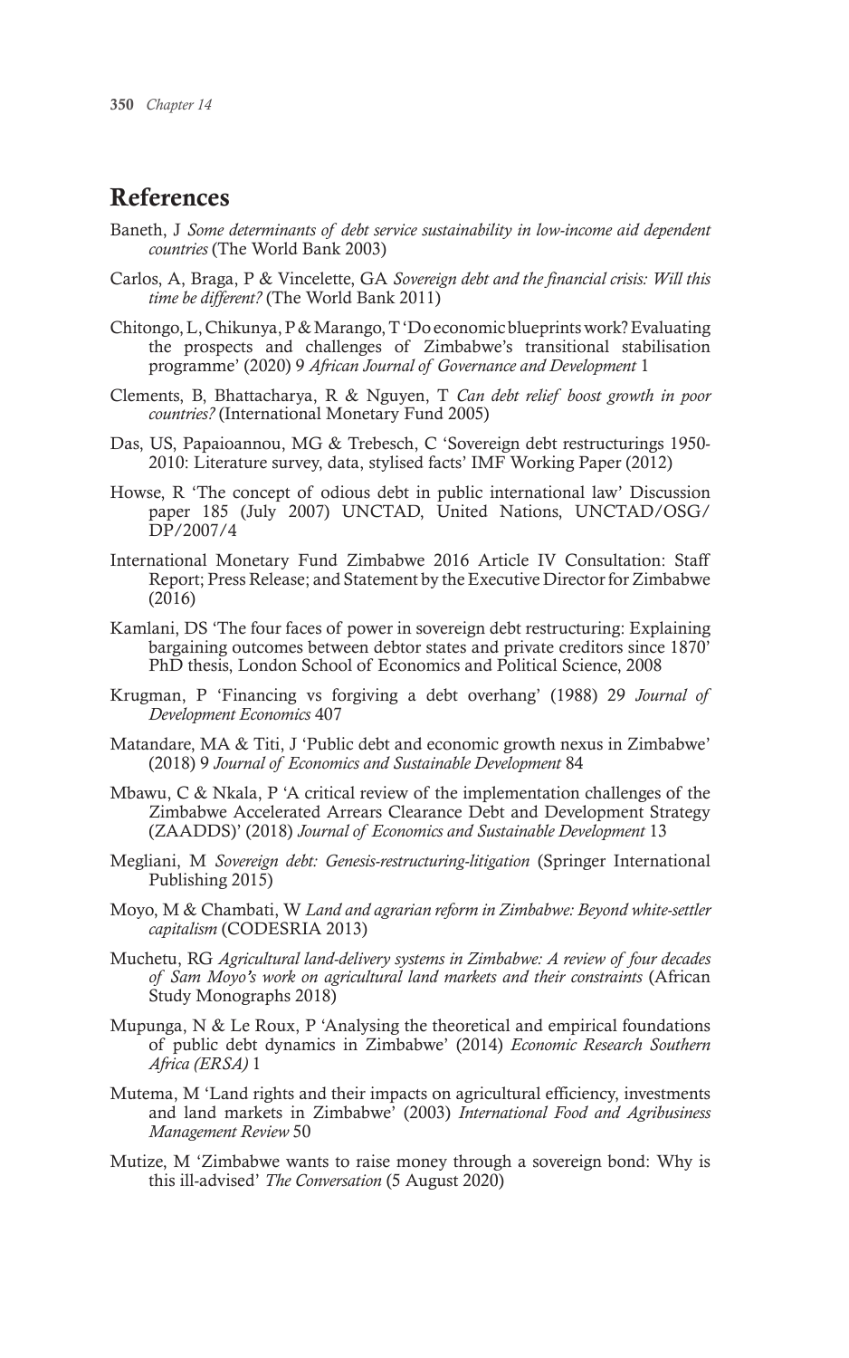## References

Baneth, J *Some determinants of debt service sustainability in low-income aid dependent countries* (The World Bank 2003)

Carlos, A, Braga, P & Vincelette, GA *Sovereign debt and the financial crisis: Will this time be different?* (The World Bank 2011)

Chitongo, L, Chikunya, P & Marango, T 'Do economic blueprints work? Evaluating the prospects and challenges of Zimbabwe's transitional stabilisation programme' (2020) 9 *African Journal of Governance and Development* 1

Clements, B, Bhattacharya, R & Nguyen, T *Can debt relief boost growth in poor countries?* (International Monetary Fund 2005)

Das, US, Papaioannou, MG & Trebesch, C 'Sovereign debt restructurings 1950-2010: Literature survey, data, stylised facts' IMF Working Paper (2012)

Howse, R 'The concept of odious debt in public international law' Discussion paper 185 (July 2007) UNCTAD, United Nations, UNCTAD/OSG/DP/2007/4

International Monetary Fund Zimbabwe 2016 Article IV Consultation: Staff Report; Press Release; and Statement by the Executive Director for Zimbabwe (2016)

Kamlani, DS 'The four faces of power in sovereign debt restructuring: Explaining bargaining outcomes between debtor states and private creditors since 1870' PhD thesis, London School of Economics and Political Science, 2008

Krugman, P 'Financing vs forgiving a debt overhang' (1988) 29 *Journal of Development Economics* 407

Matandare, MA & Titi, J 'Public debt and economic growth nexus in Zimbabwe' (2018) 9 *Journal of Economics and Sustainable Development* 84

Mbawu, C & Nkala, P 'A critical review of the implementation challenges of the Zimbabwe Accelerated Arrears Clearance Debt and Development Strategy (ZAADDS)' (2018) *Journal of Economics and Sustainable Development* 13

Megliani, M *Sovereign debt: Genesis-restructuring-litigation* (Springer International Publishing 2015)

Moyo, M & Chambati, W *Land and agrarian reform in Zimbabwe: Beyond white-settler capitalism* (CODESRIA 2013)

Muchetu, RG *Agricultural land-delivery systems in Zimbabwe: A review of four decades of Sam Moyo's work on agricultural land markets and their constraints* (African Study Monographs 2018)

Mupunga, N & Le Roux, P 'Analysing the theoretical and empirical foundations of public debt dynamics in Zimbabwe' (2014) *Economic Research Southern Africa (ERSA)* 1

Mutema, M 'Land rights and their impacts on agricultural efficiency, investments and land markets in Zimbabwe' (2003) *International Food and Agribusiness Management Review* 50

Mutize, M 'Zimbabwe wants to raise money through a sovereign bond: Why is this ill-advised' *The Conversation* (5 August 2020)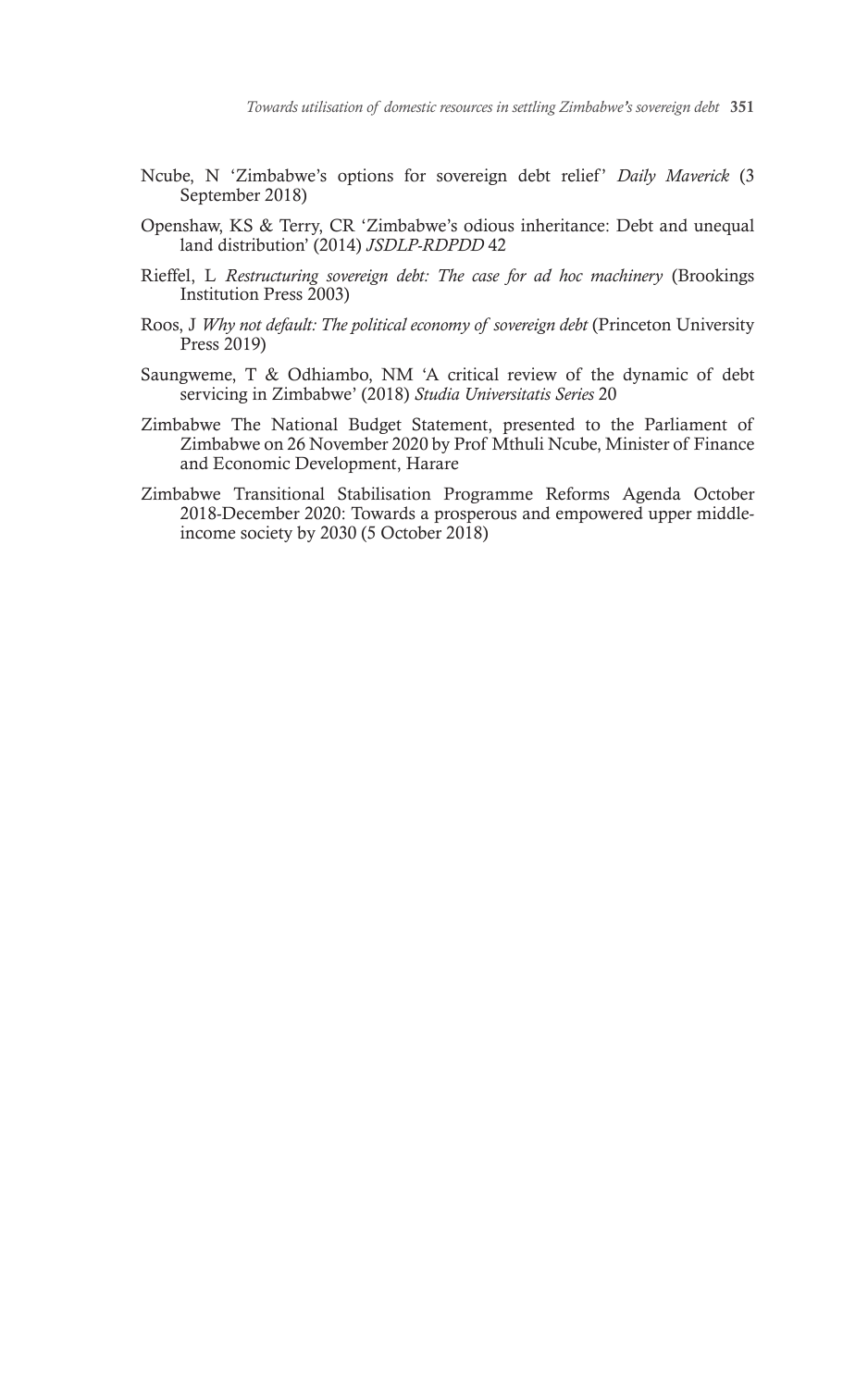Ncube, N 'Zimbabwe's options for sovereign debt relief' *Daily Maverick* (3 September 2018)

Openshaw, KS & Terry, CR 'Zimbabwe's odious inheritance: Debt and unequal land distribution' (2014) *JSDLP-RDPDD* 42

Rieffel, L *Restructuring sovereign debt: The case for ad hoc machinery* (Brookings Institution Press 2003)

Roos, J *Why not default: The political economy of sovereign debt* (Princeton University Press 2019)

Saungweme, T & Odhiambo, NM 'A critical review of the dynamic of debt servicing in Zimbabwe' (2018) *Studia Universitatis Series* 20

Zimbabwe The National Budget Statement, presented to the Parliament of Zimbabwe on 26 November 2020 by Prof Mthuli Ncube, Minister of Finance and Economic Development, Harare

Zimbabwe Transitional Stabilisation Programme Reforms Agenda October 2018-December 2020: Towards a prosperous and empowered upper middle-income society by 2030 (5 October 2018)